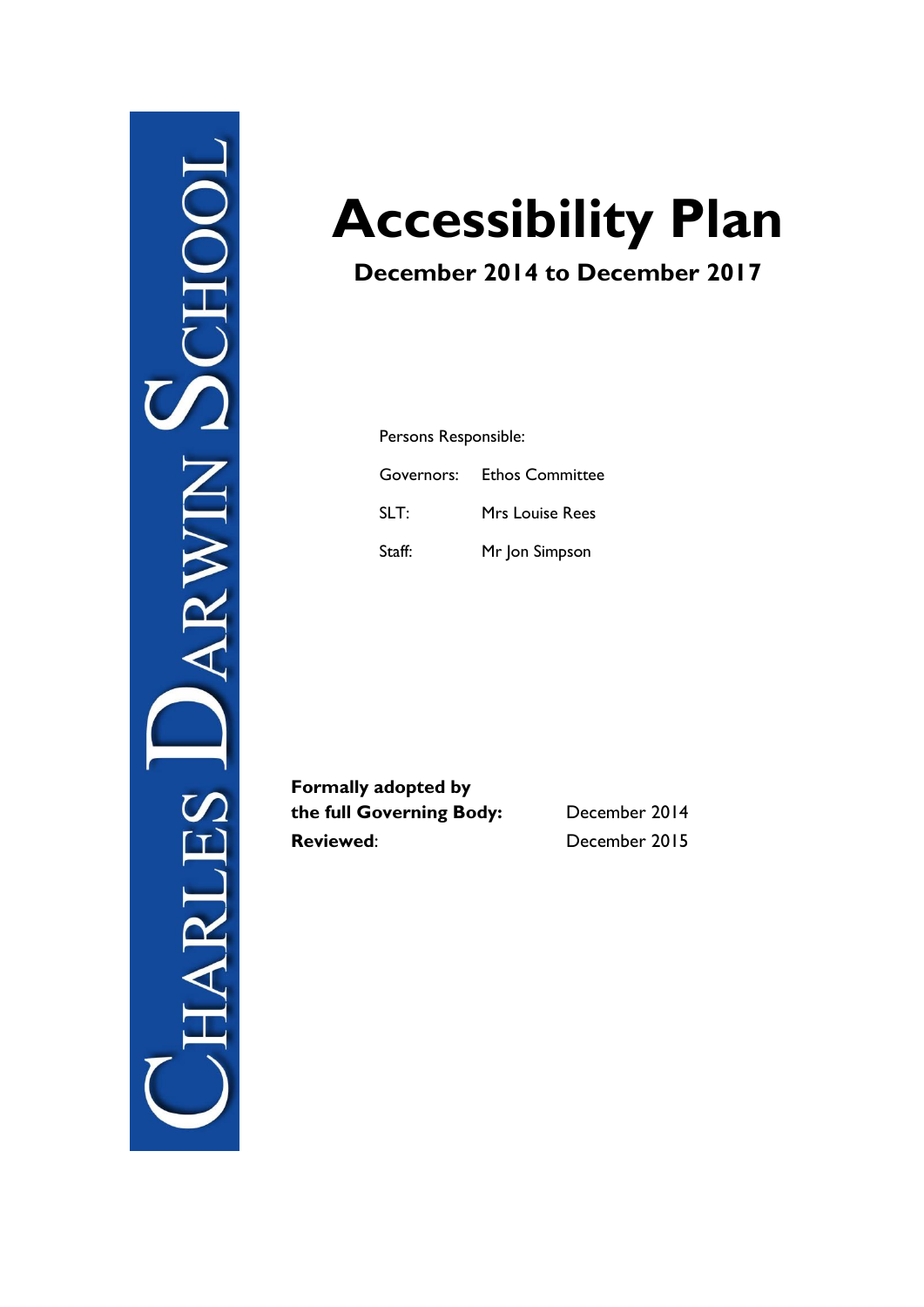CHARLES DARWIN SCHOOL

# Accessibility Plan

## December 2014 to December 2017

Persons Responsible:

| | |
|---|---|
| Governors: | Ethos Committee |
| SLT: | Mrs Louise Rees |
| Staff: | Mr Jon Simpson |

| | |
|---|---|
| **Formally adopted by the full Governing Body:** | December 2014 |
| **Reviewed**: | December 2015 |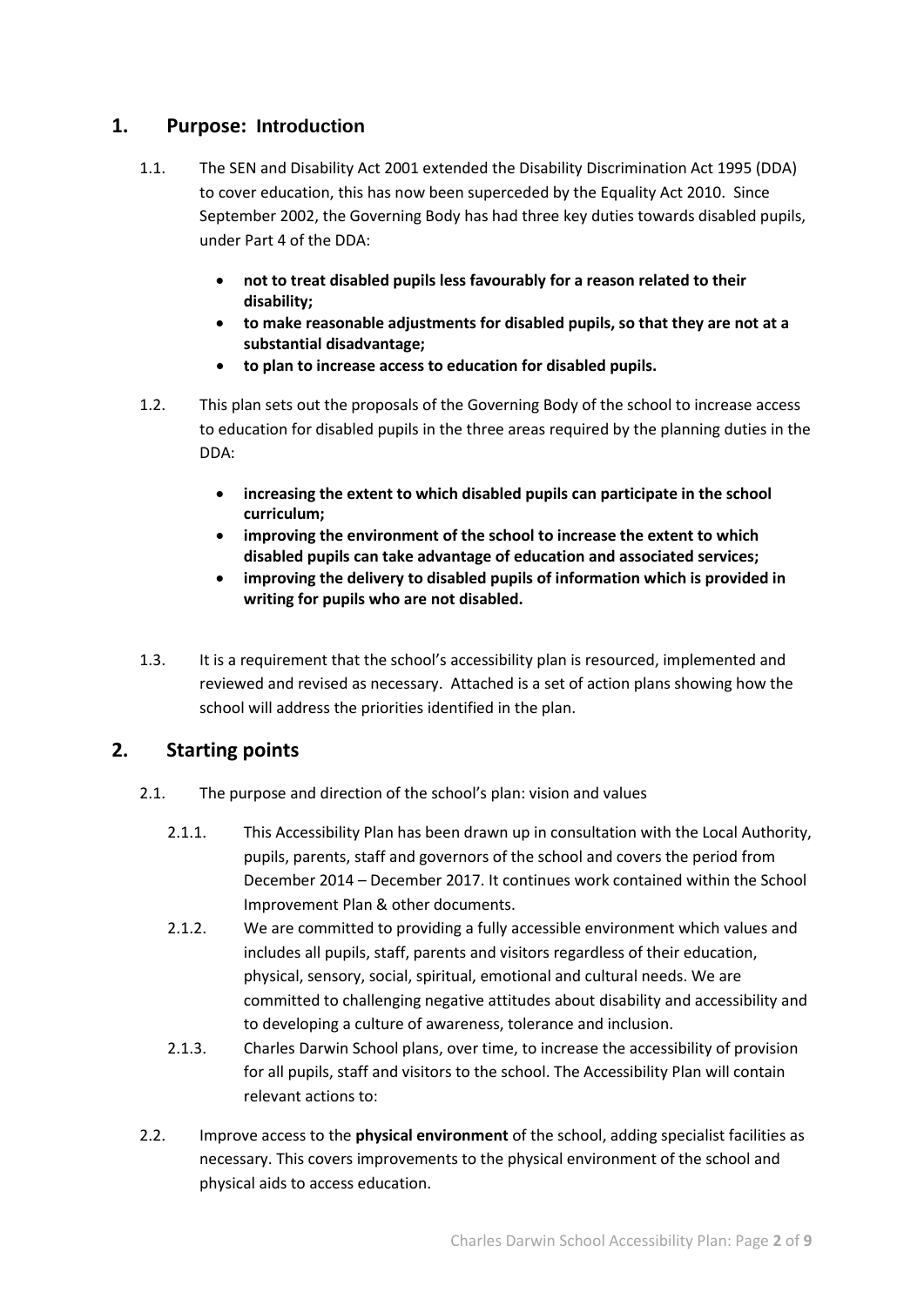## 1. Purpose: Introduction

1.1. The SEN and Disability Act 2001 extended the Disability Discrimination Act 1995 (DDA) to cover education, this has now been superceded by the Equality Act 2010. Since September 2002, the Governing Body has had three key duties towards disabled pupils, under Part 4 of the DDA:

- **not to treat disabled pupils less favourably for a reason related to their disability;**
- **to make reasonable adjustments for disabled pupils, so that they are not at a substantial disadvantage;**
- **to plan to increase access to education for disabled pupils.**

1.2. This plan sets out the proposals of the Governing Body of the school to increase access to education for disabled pupils in the three areas required by the planning duties in the DDA:

- **increasing the extent to which disabled pupils can participate in the school curriculum;**
- **improving the environment of the school to increase the extent to which disabled pupils can take advantage of education and associated services;**
- **improving the delivery to disabled pupils of information which is provided in writing for pupils who are not disabled.**

1.3. It is a requirement that the school's accessibility plan is resourced, implemented and reviewed and revised as necessary. Attached is a set of action plans showing how the school will address the priorities identified in the plan.

## 2. Starting points

2.1. The purpose and direction of the school's plan: vision and values

2.1.1. This Accessibility Plan has been drawn up in consultation with the Local Authority, pupils, parents, staff and governors of the school and covers the period from December 2014 – December 2017. It continues work contained within the School Improvement Plan & other documents.

2.1.2. We are committed to providing a fully accessible environment which values and includes all pupils, staff, parents and visitors regardless of their education, physical, sensory, social, spiritual, emotional and cultural needs. We are committed to challenging negative attitudes about disability and accessibility and to developing a culture of awareness, tolerance and inclusion.

2.1.3. Charles Darwin School plans, over time, to increase the accessibility of provision for all pupils, staff and visitors to the school. The Accessibility Plan will contain relevant actions to:

2.2. Improve access to the **physical environment** of the school, adding specialist facilities as necessary. This covers improvements to the physical environment of the school and physical aids to access education.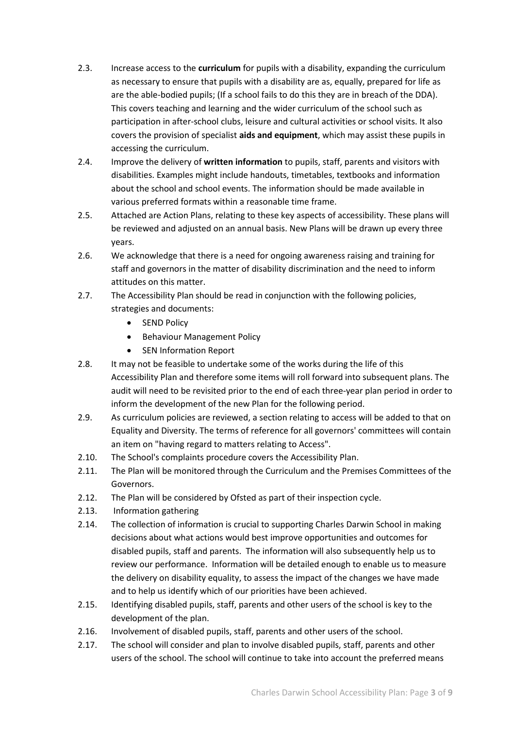2.3. Increase access to the **curriculum** for pupils with a disability, expanding the curriculum as necessary to ensure that pupils with a disability are as, equally, prepared for life as are the able-bodied pupils; (If a school fails to do this they are in breach of the DDA). This covers teaching and learning and the wider curriculum of the school such as participation in after-school clubs, leisure and cultural activities or school visits. It also covers the provision of specialist **aids and equipment**, which may assist these pupils in accessing the curriculum.

2.4. Improve the delivery of **written information** to pupils, staff, parents and visitors with disabilities. Examples might include handouts, timetables, textbooks and information about the school and school events. The information should be made available in various preferred formats within a reasonable time frame.

2.5. Attached are Action Plans, relating to these key aspects of accessibility. These plans will be reviewed and adjusted on an annual basis. New Plans will be drawn up every three years.

2.6. We acknowledge that there is a need for ongoing awareness raising and training for staff and governors in the matter of disability discrimination and the need to inform attitudes on this matter.

2.7. The Accessibility Plan should be read in conjunction with the following policies, strategies and documents:

- SEND Policy
- Behaviour Management Policy
- SEN Information Report

2.8. It may not be feasible to undertake some of the works during the life of this Accessibility Plan and therefore some items will roll forward into subsequent plans. The audit will need to be revisited prior to the end of each three-year plan period in order to inform the development of the new Plan for the following period.

2.9. As curriculum policies are reviewed, a section relating to access will be added to that on Equality and Diversity. The terms of reference for all governors' committees will contain an item on "having regard to matters relating to Access".

2.10. The School's complaints procedure covers the Accessibility Plan.

2.11. The Plan will be monitored through the Curriculum and the Premises Committees of the Governors.

2.12. The Plan will be considered by Ofsted as part of their inspection cycle.

2.13. Information gathering

2.14. The collection of information is crucial to supporting Charles Darwin School in making decisions about what actions would best improve opportunities and outcomes for disabled pupils, staff and parents. The information will also subsequently help us to review our performance. Information will be detailed enough to enable us to measure the delivery on disability equality, to assess the impact of the changes we have made and to help us identify which of our priorities have been achieved.

2.15. Identifying disabled pupils, staff, parents and other users of the school is key to the development of the plan.

2.16. Involvement of disabled pupils, staff, parents and other users of the school.

2.17. The school will consider and plan to involve disabled pupils, staff, parents and other users of the school. The school will continue to take into account the preferred means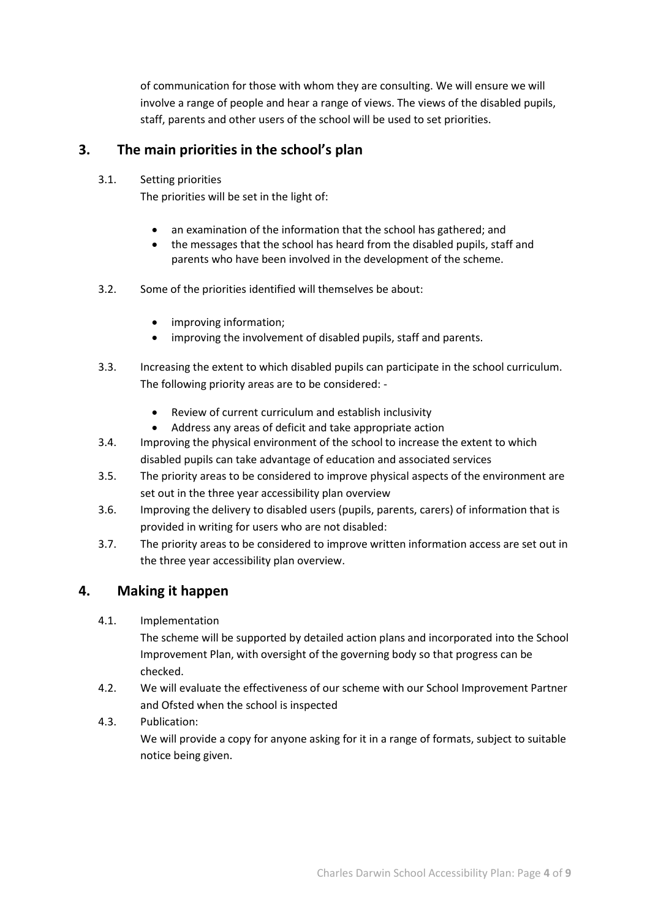of communication for those with whom they are consulting. We will ensure we will involve a range of people and hear a range of views. The views of the disabled pupils, staff, parents and other users of the school will be used to set priorities.

## 3. The main priorities in the school's plan

3.1. Setting priorities

The priorities will be set in the light of:

- an examination of the information that the school has gathered; and
- the messages that the school has heard from the disabled pupils, staff and parents who have been involved in the development of the scheme.

3.2. Some of the priorities identified will themselves be about:

- improving information;
- improving the involvement of disabled pupils, staff and parents.

3.3. Increasing the extent to which disabled pupils can participate in the school curriculum. The following priority areas are to be considered: -

- Review of current curriculum and establish inclusivity
- Address any areas of deficit and take appropriate action

3.4. Improving the physical environment of the school to increase the extent to which disabled pupils can take advantage of education and associated services

3.5. The priority areas to be considered to improve physical aspects of the environment are set out in the three year accessibility plan overview

3.6. Improving the delivery to disabled users (pupils, parents, carers) of information that is provided in writing for users who are not disabled:

3.7. The priority areas to be considered to improve written information access are set out in the three year accessibility plan overview.

## 4. Making it happen

4.1. Implementation

The scheme will be supported by detailed action plans and incorporated into the School Improvement Plan, with oversight of the governing body so that progress can be checked.

4.2. We will evaluate the effectiveness of our scheme with our School Improvement Partner and Ofsted when the school is inspected

4.3. Publication:

We will provide a copy for anyone asking for it in a range of formats, subject to suitable notice being given.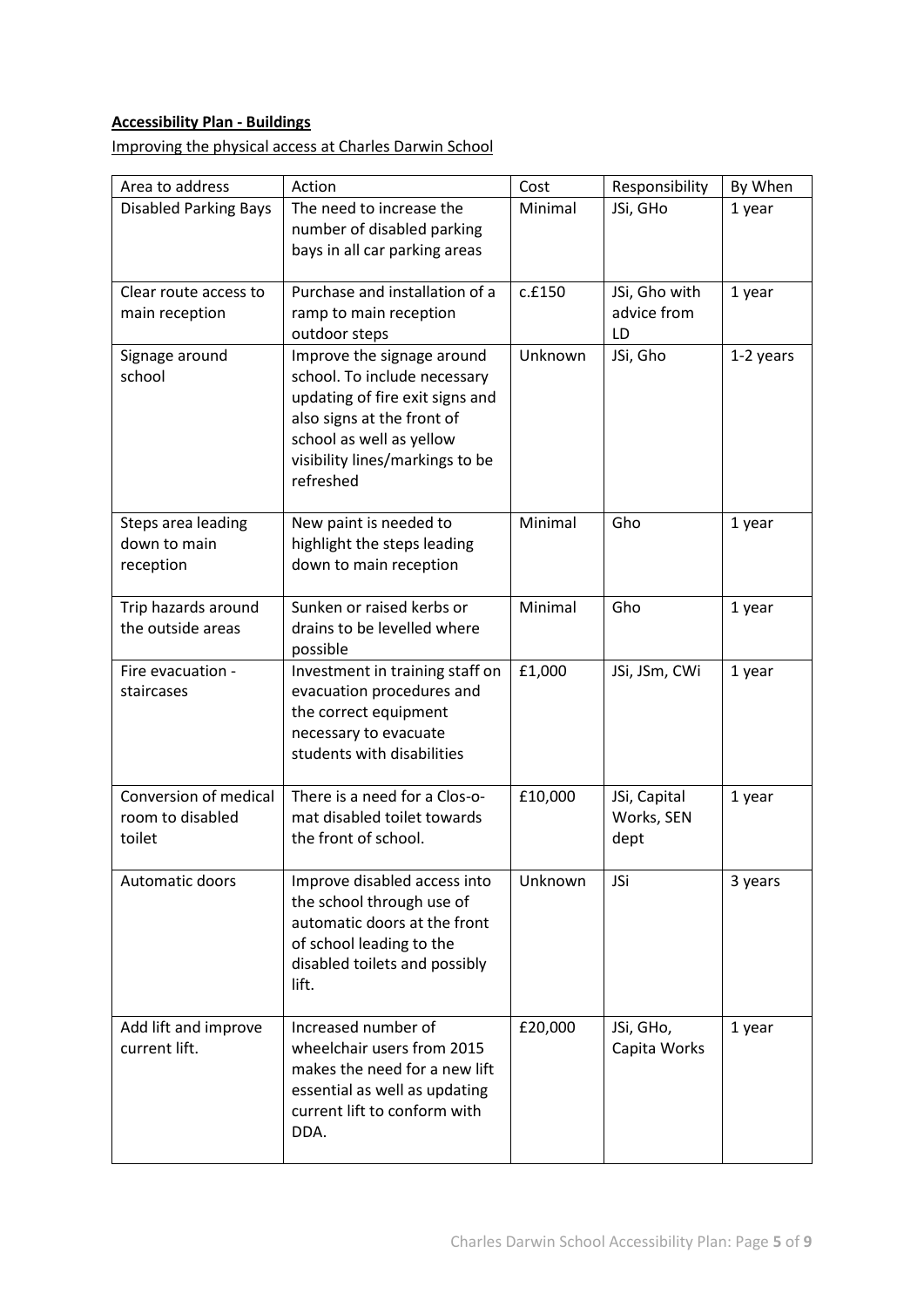**Accessibility Plan - Buildings**

Improving the physical access at Charles Darwin School

| Area to address | Action | Cost | Responsibility | By When |
|---|---|---|---|---|
| Disabled Parking Bays | The need to increase the number of disabled parking bays in all car parking areas | Minimal | JSi, GHo | 1 year |
| Clear route access to main reception | Purchase and installation of a ramp to main reception outdoor steps | c.£150 | JSi, Gho with advice from LD | 1 year |
| Signage around school | Improve the signage around school. To include necessary updating of fire exit signs and also signs at the front of school as well as yellow visibility lines/markings to be refreshed | Unknown | JSi, Gho | 1-2 years |
| Steps area leading down to main reception | New paint is needed to highlight the steps leading down to main reception | Minimal | Gho | 1 year |
| Trip hazards around the outside areas | Sunken or raised kerbs or drains to be levelled where possible | Minimal | Gho | 1 year |
| Fire evacuation - staircases | Investment in training staff on evacuation procedures and the correct equipment necessary to evacuate students with disabilities | £1,000 | JSi, JSm, CWi | 1 year |
| Conversion of medical room to disabled toilet | There is a need for a Clos-o-mat disabled toilet towards the front of school. | £10,000 | JSi, Capital Works, SEN dept | 1 year |
| Automatic doors | Improve disabled access into the school through use of automatic doors at the front of school leading to the disabled toilets and possibly lift. | Unknown | JSi | 3 years |
| Add lift and improve current lift. | Increased number of wheelchair users from 2015 makes the need for a new lift essential as well as updating current lift to conform with DDA. | £20,000 | JSi, GHo, Capita Works | 1 year |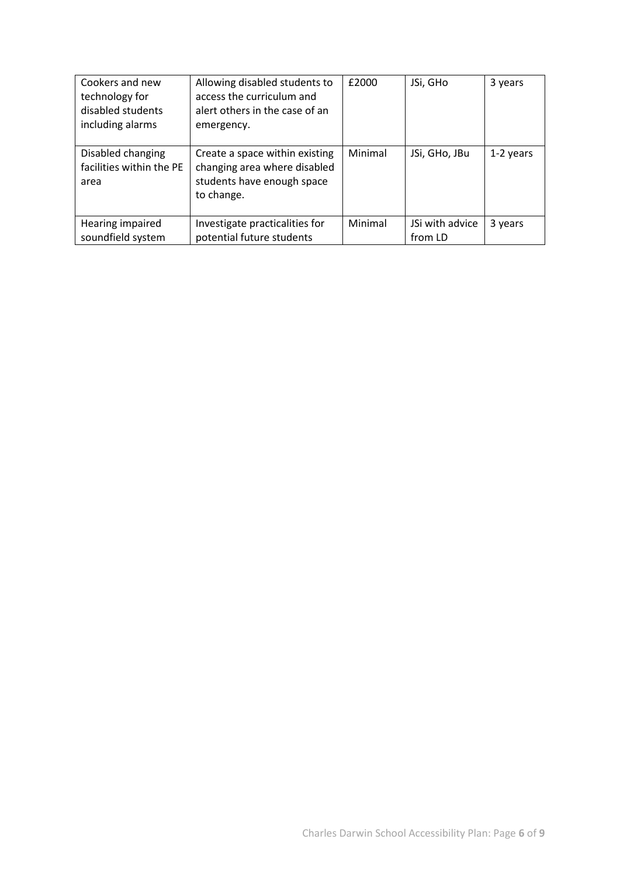| Cookers and new technology for disabled students including alarms | Allowing disabled students to access the curriculum and alert others in the case of an emergency. | £2000 | JSi, GHo | 3 years |
|---|---|---|---|---|
| Disabled changing facilities within the PE area | Create a space within existing changing area where disabled students have enough space to change. | Minimal | JSi, GHo, JBu | 1-2 years |
| Hearing impaired soundfield system | Investigate practicalities for potential future students | Minimal | JSi with advice from LD | 3 years |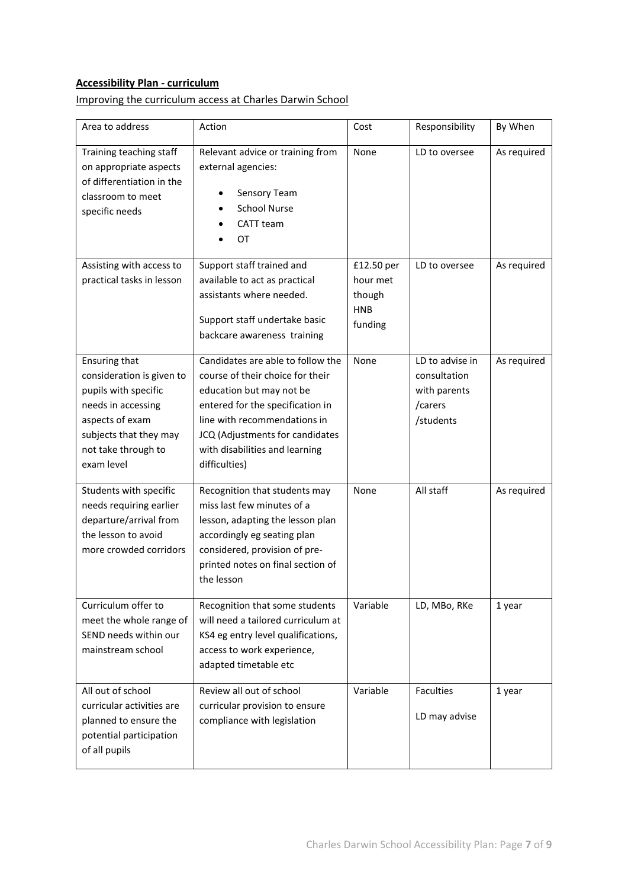**Accessibility Plan - curriculum**

Improving the curriculum access at Charles Darwin School

| Area to address | Action | Cost | Responsibility | By When |
| --- | --- | --- | --- | --- |
| Training teaching staff on appropriate aspects of differentiation in the classroom to meet specific needs | Relevant advice or training from external agencies:<br>• Sensory Team<br>• School Nurse<br>• CATT team<br>• OT | None | LD to oversee | As required |
| Assisting with access to practical tasks in lesson | Support staff trained and available to act as practical assistants where needed.<br>Support staff undertake basic backcare awareness training | £12.50 per hour met though HNB funding | LD to oversee | As required |
| Ensuring that consideration is given to pupils with specific needs in accessing aspects of exam subjects that they may not take through to exam level | Candidates are able to follow the course of their choice for their education but may not be entered for the specification in line with recommendations in JCQ (Adjustments for candidates with disabilities and learning difficulties) | None | LD to advise in consultation with parents /carers /students | As required |
| Students with specific needs requiring earlier departure/arrival from the lesson to avoid more crowded corridors | Recognition that students may miss last few minutes of a lesson, adapting the lesson plan accordingly eg seating plan considered, provision of pre-printed notes on final section of the lesson | None | All staff | As required |
| Curriculum offer to meet the whole range of SEND needs within our mainstream school | Recognition that some students will need a tailored curriculum at KS4 eg entry level qualifications, access to work experience, adapted timetable etc | Variable | LD, MBo, RKe | 1 year |
| All out of school curricular activities are planned to ensure the potential participation of all pupils | Review all out of school curricular provision to ensure compliance with legislation | Variable | Faculties<br>LD may advise | 1 year |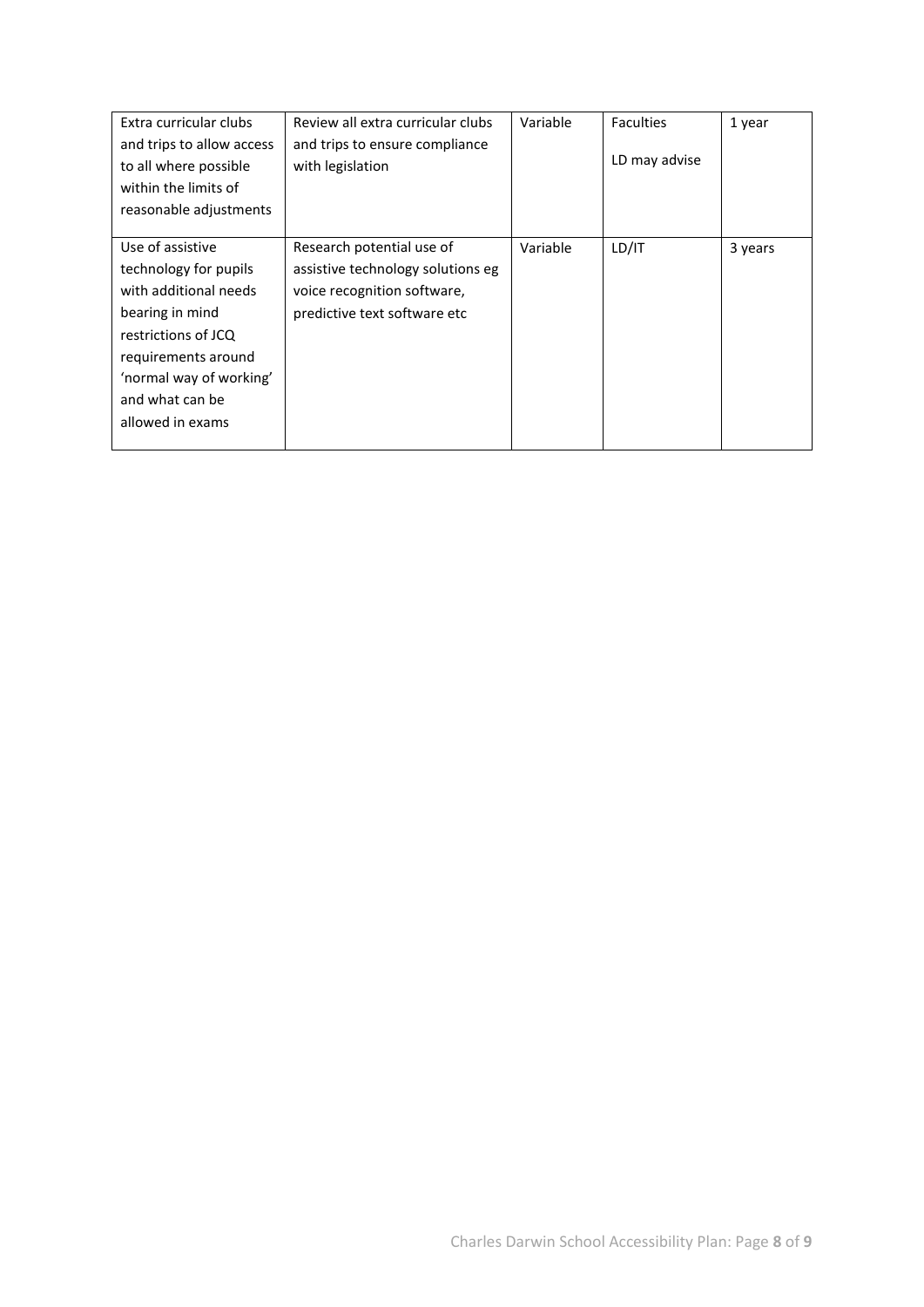| | | | | |
|---|---|---|---|---|
| Extra curricular clubs and trips to allow access to all where possible within the limits of reasonable adjustments | Review all extra curricular clubs and trips to ensure compliance with legislation | Variable | Faculties<br><br>LD may advise | 1 year |
| Use of assistive technology for pupils with additional needs bearing in mind restrictions of JCQ requirements around 'normal way of working' and what can be allowed in exams | Research potential use of assistive technology solutions eg voice recognition software, predictive text software etc | Variable | LD/IT | 3 years |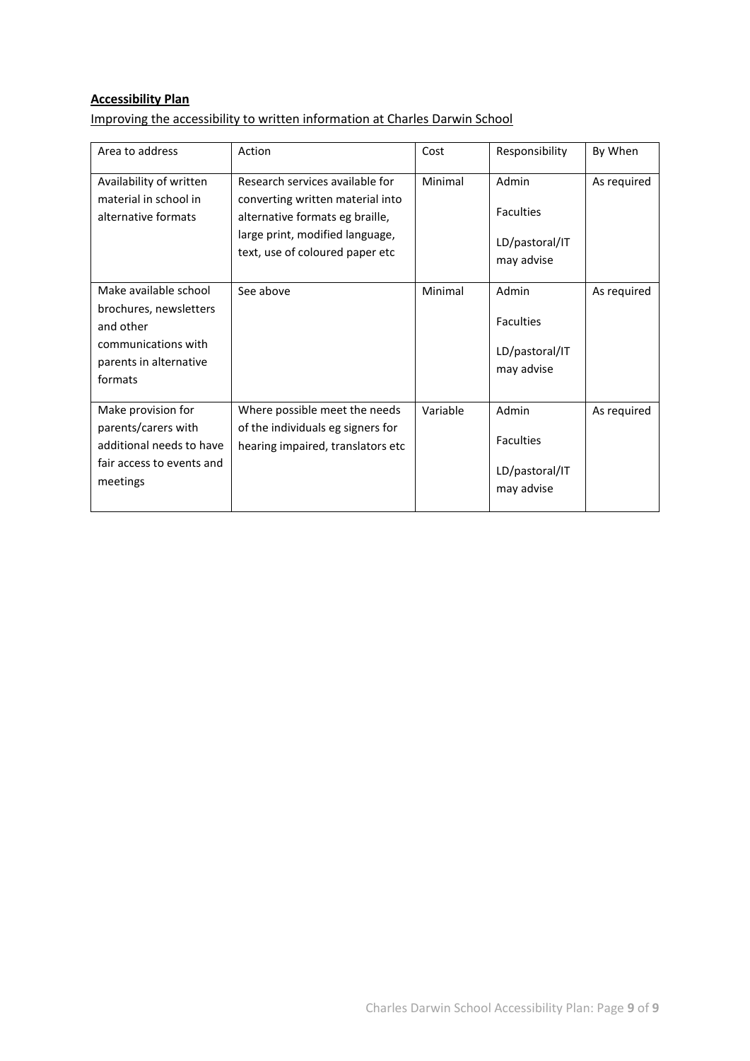**Accessibility Plan**

Improving the accessibility to written information at Charles Darwin School

| Area to address | Action | Cost | Responsibility | By When |
|---|---|---|---|---|
| Availability of written material in school in alternative formats | Research services available for converting written material into alternative formats eg braille, large print, modified language, text, use of coloured paper etc | Minimal | Admin<br><br>Faculties<br><br>LD/pastoral/IT may advise | As required |
| Make available school brochures, newsletters and other communications with parents in alternative formats | See above | Minimal | Admin<br><br>Faculties<br><br>LD/pastoral/IT may advise | As required |
| Make provision for parents/carers with additional needs to have fair access to events and meetings | Where possible meet the needs of the individuals eg signers for hearing impaired, translators etc | Variable | Admin<br><br>Faculties<br><br>LD/pastoral/IT may advise | As required |